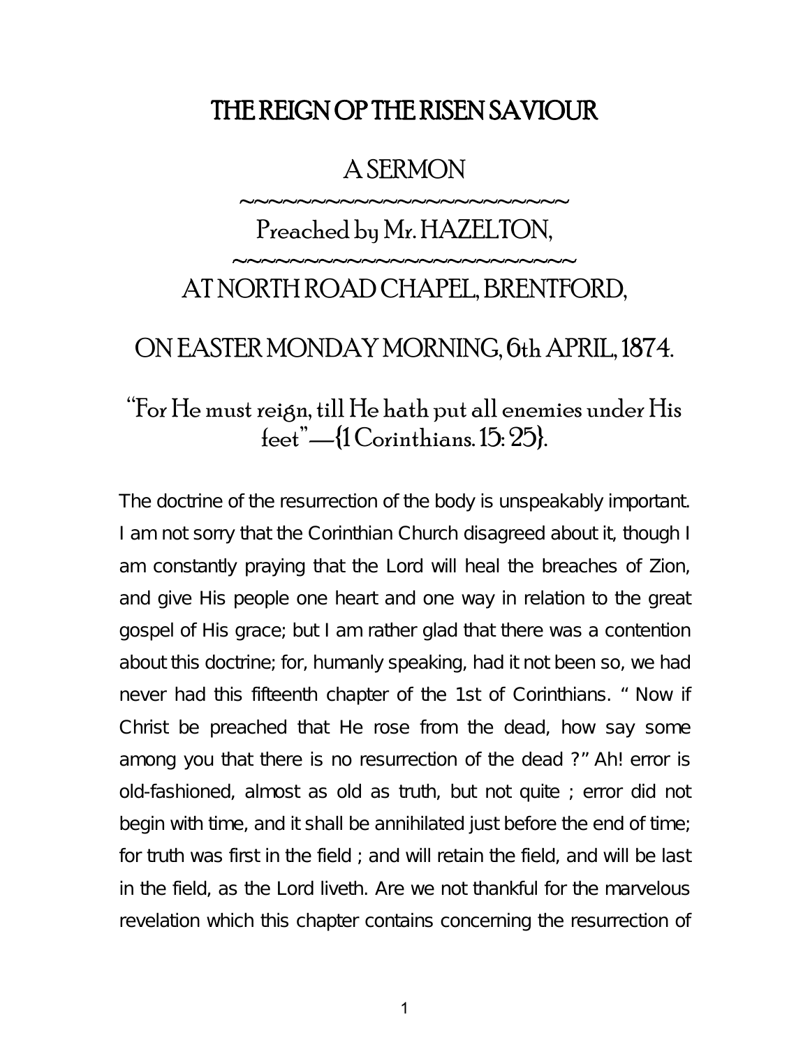# THE REIGN OP THE RISEN SAVIOUR

## A SERMON

~~~~~~~~~~~~~~~~~~~~~~~~~

## Preached by Mr. HAZELTON,

~~~~~~~~~~~~~~~~~~~~~~~~~

## AT NORTH ROAD CHAPEL, BRENTFORD,

## ON EASTER MONDAY MORNING, 6th APRIL, 1874.

"For He must reign, till He hath put all enemies under His feet"—{1 Corinthians. 15: 25}.

The doctrine of the resurrection of the body is unspeakably important. I am not sorry that the Corinthian Church disagreed about it, though I am constantly praying that the Lord will heal the breaches of Zion, and give His people one heart and one way in relation to the great gospel of His grace; but I am rather glad that there was a contention about this doctrine; for, humanly speaking, had it not been so, we had never had this fifteenth chapter of the 1st of Corinthians. " Now if Christ be preached that He rose from the dead, how say some among you that there is no resurrection of the dead ?" Ah! error is old-fashioned, almost as old as truth, but not quite ; error did not begin with time, and it shall be annihilated just before the end of time; for truth was first in the field ; and will retain the field, and will be last in the field, as the Lord liveth. Are we not thankful for the marvelous revelation which this chapter contains concerning the resurrection of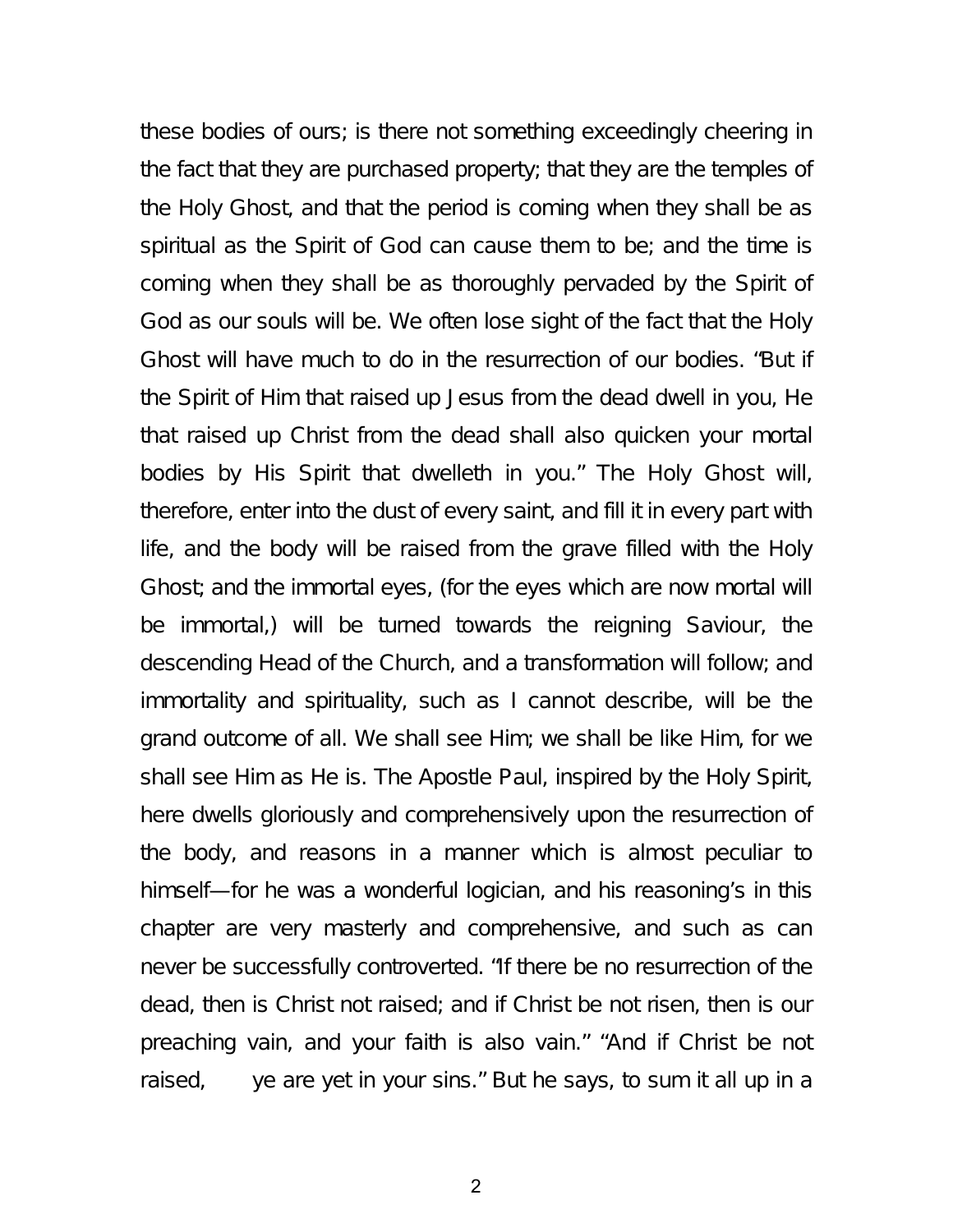these bodies of ours; is there not something exceedingly cheering in the fact that they are purchased property; that they are the temples of the Holy Ghost, and that the period is coming when they shall be as spiritual as the Spirit of God can cause them to be; and the time is coming when they shall be as thoroughly pervaded by the Spirit of God as our souls will be. We often lose sight of the fact that the Holy Ghost will have much to do in the resurrection of our bodies. "But if the Spirit of Him that raised up Jesus from the dead dwell in you, He that raised up Christ from the dead shall also quicken your mortal bodies by His Spirit that dwelleth in you." The Holy Ghost will, therefore, enter into the dust of every saint, and fill it in every part with life, and the body will be raised from the grave filled with the Holy Ghost; and the immortal eyes, (for the eyes which are now mortal will be immortal,) will be turned towards the reigning Saviour, the descending Head of the Church, and a transformation will follow; and immortality and spirituality, such as I cannot describe, will be the grand outcome of all. We shall see Him; we shall be like Him, for we shall see Him as He is. The Apostle Paul, inspired by the Holy Spirit, here dwells gloriously and comprehensively upon the resurrection of the body, and reasons in a manner which is almost peculiar to himself—for he was a wonderful logician, and his reasoning's in this chapter are very masterly and comprehensive, and such as can never be successfully controverted. "If there be no resurrection of the dead, then is Christ not raised; and if Christ be not risen, then is our preaching vain, and your faith is also vain." "And if Christ be not raised, ye are yet in your sins." But he says, to sum it all up in a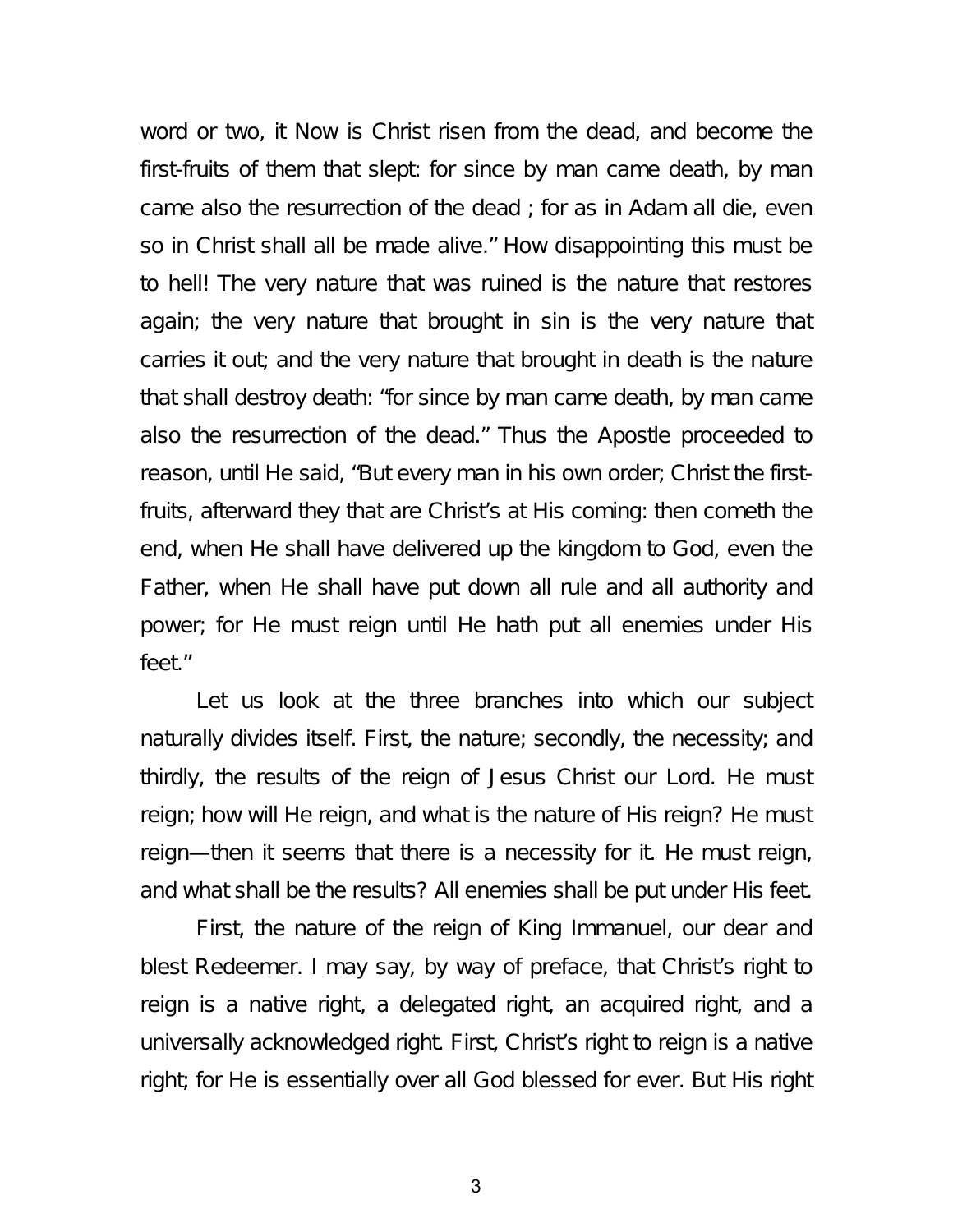word or two, it Now is Christ risen from the dead, and become the first-fruits of them that slept: for since by man came death, by man came also the resurrection of the dead ; for as in Adam all die, even so in Christ shall all be made alive." How disappointing this must be to hell! The very nature that was ruined is the nature that restores again; the very nature that brought in sin is the very nature that carries it out; and the very nature that brought in death is the nature that shall destroy death: "for since by man came death, by man came also the resurrection of the dead." Thus the Apostle proceeded to reason, until He said, "But every man in his own order; Christ the first-fruits, afterward they that are Christ's at His coming: then cometh the end, when He shall have delivered up the kingdom to God, even the Father, when He shall have put down all rule and all authority and power; for He must reign until He hath put all enemies under His feet."

Let us look at the three branches into which our subject naturally divides itself. First, the nature; secondly, the necessity; and thirdly, the results of the reign of Jesus Christ our Lord. He must reign; how will He reign, and what is the nature of His reign? He must reign—then it seems that there is a necessity for it. He must reign, and what shall be the results? All enemies shall be put under His feet.

First, the nature of the reign of King Immanuel, our dear and blest Redeemer. I may say, by way of preface, that Christ's right to reign is a native right, a delegated right, an acquired right, and a universally acknowledged right. First, Christ's right to reign is a native right; for He is essentially over all God blessed for ever. But His right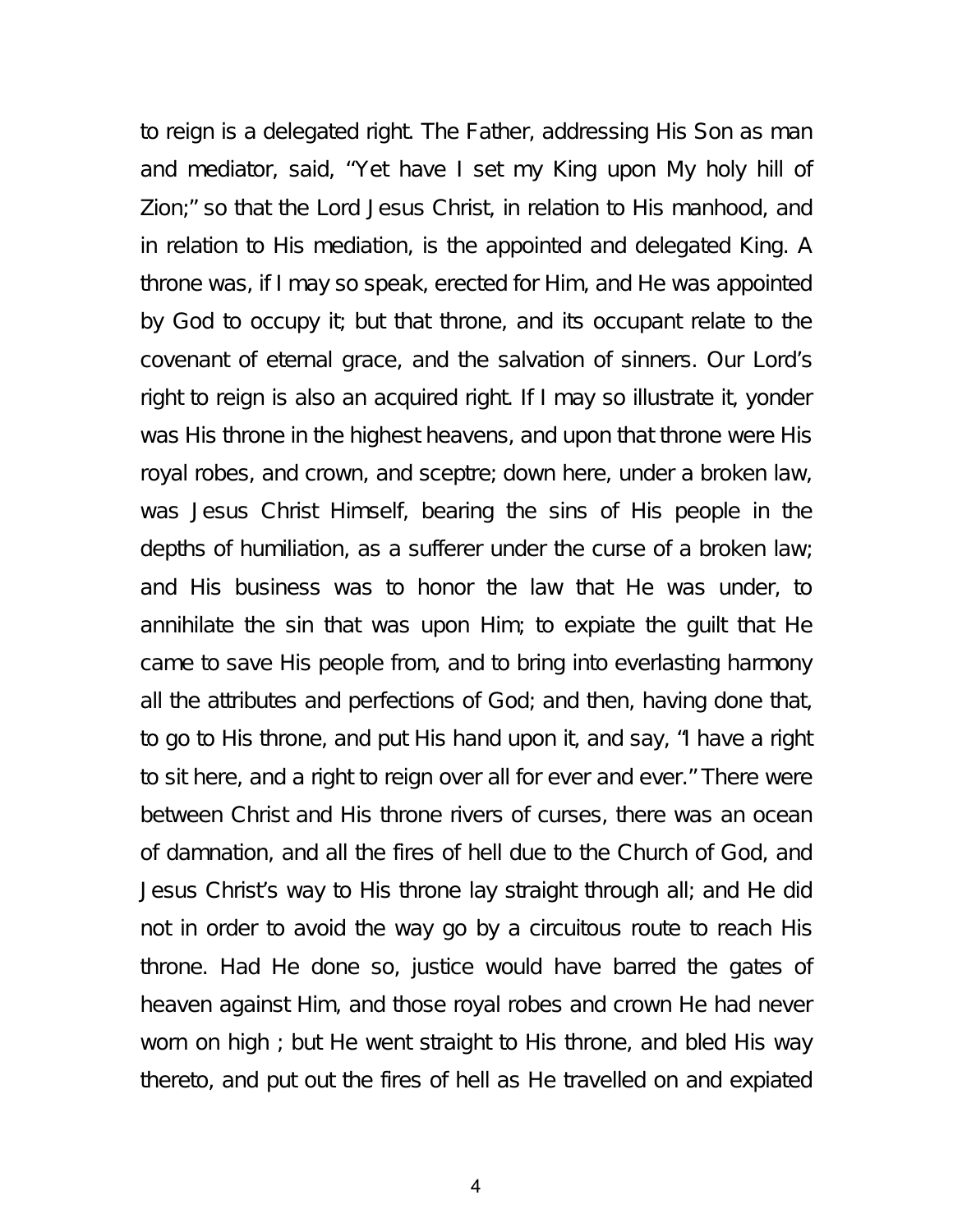to reign is a delegated right. The Father, addressing His Son as man and mediator, said, "Yet have I set my King upon My holy hill of Zion;" so that the Lord Jesus Christ, in relation to His manhood, and in relation to His mediation, is the appointed and delegated King. A throne was, if I may so speak, erected for Him, and He was appointed by God to occupy it; but that throne, and its occupant relate to the covenant of eternal grace, and the salvation of sinners. Our Lord's right to reign is also an acquired right. If I may so illustrate it, yonder was His throne in the highest heavens, and upon that throne were His royal robes, and crown, and sceptre; down here, under a broken law, was Jesus Christ Himself, bearing the sins of His people in the depths of humiliation, as a sufferer under the curse of a broken law; and His business was to honor the law that He was under, to annihilate the sin that was upon Him; to expiate the guilt that He came to save His people from, and to bring into everlasting harmony all the attributes and perfections of God; and then, having done that, to go to His throne, and put His hand upon it, and say, "I have a right to sit here, and a right to reign over all for ever and ever." There were between Christ and His throne rivers of curses, there was an ocean of damnation, and all the fires of hell due to the Church of God, and Jesus Christ's way to His throne lay straight through all; and He did not in order to avoid the way go by a circuitous route to reach His throne. Had He done so, justice would have barred the gates of heaven against Him, and those royal robes and crown He had never worn on high ; but He went straight to His throne, and bled His way thereto, and put out the fires of hell as He travelled on and expiated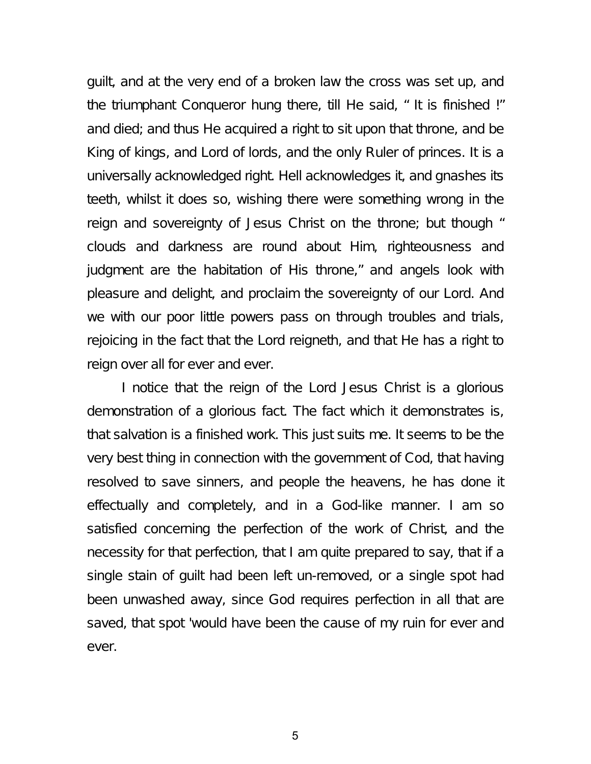guilt, and at the very end of a broken law the cross was set up, and the triumphant Conqueror hung there, till He said, " It is finished !" and died; and thus He acquired a right to sit upon that throne, and be King of kings, and Lord of lords, and the only Ruler of princes. It is a universally acknowledged right. Hell acknowledges it, and gnashes its teeth, whilst it does so, wishing there were something wrong in the reign and sovereignty of Jesus Christ on the throne; but though " clouds and darkness are round about Him, righteousness and judgment are the habitation of His throne," and angels look with pleasure and delight, and proclaim the sovereignty of our Lord. And we with our poor little powers pass on through troubles and trials, rejoicing in the fact that the Lord reigneth, and that He has a right to reign over all for ever and ever.

I notice that the reign of the Lord Jesus Christ is a glorious demonstration of a glorious fact. The fact which it demonstrates is, that salvation is a finished work. This just suits me. It seems to be the very best thing in connection with the government of Cod, that having resolved to save sinners, and people the heavens, he has done it effectually and completely, and in a God-like manner. I am so satisfied concerning the perfection of the work of Christ, and the necessity for that perfection, that I am quite prepared to say, that if a single stain of guilt had been left un-removed, or a single spot had been unwashed away, since God requires perfection in all that are saved, that spot 'would have been the cause of my ruin for ever and ever.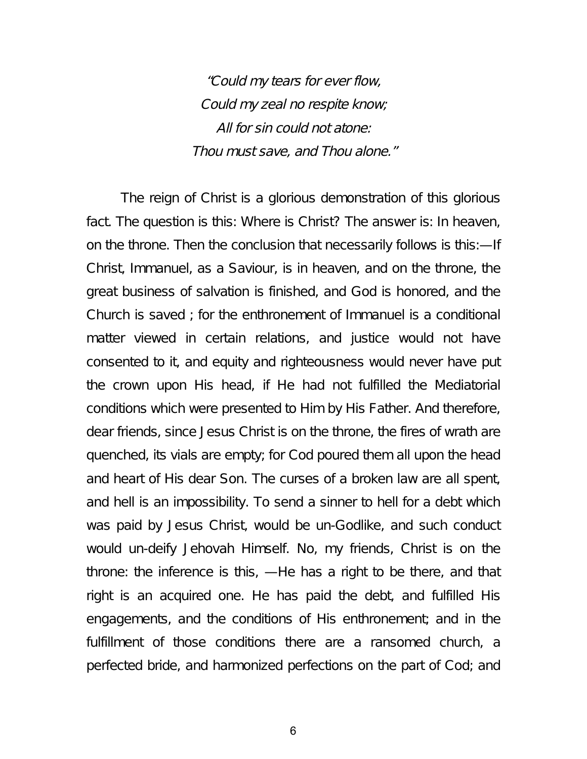*"Could my tears for ever flow,*  
*Could my zeal no respite know;*  
*All for sin could not atone:*  
*Thou must save, and Thou alone."*

The reign of Christ is a glorious demonstration of this glorious fact. The question is this: Where is Christ? The answer is: In heaven, on the throne. Then the conclusion that necessarily follows is this:—If Christ, Immanuel, as a Saviour, is in heaven, and on the throne, the great business of salvation is finished, and God is honored, and the Church is saved ; for the enthronement of Immanuel is a conditional matter viewed in certain relations, and justice would not have consented to it, and equity and righteousness would never have put the crown upon His head, if He had not fulfilled the Mediatorial conditions which were presented to Him by His Father. And therefore, dear friends, since Jesus Christ is on the throne, the fires of wrath are quenched, its vials are empty; for Cod poured them all upon the head and heart of His dear Son. The curses of a broken law are all spent, and hell is an impossibility. To send a sinner to hell for a debt which was paid by Jesus Christ, would be un-Godlike, and such conduct would un-deify Jehovah Himself. No, my friends, Christ is on the throne: the inference is this, —He has a right to be there, and that right is an acquired one. He has paid the debt, and fulfilled His engagements, and the conditions of His enthronement; and in the fulfillment of those conditions there are a ransomed church, a perfected bride, and harmonized perfections on the part of Cod; and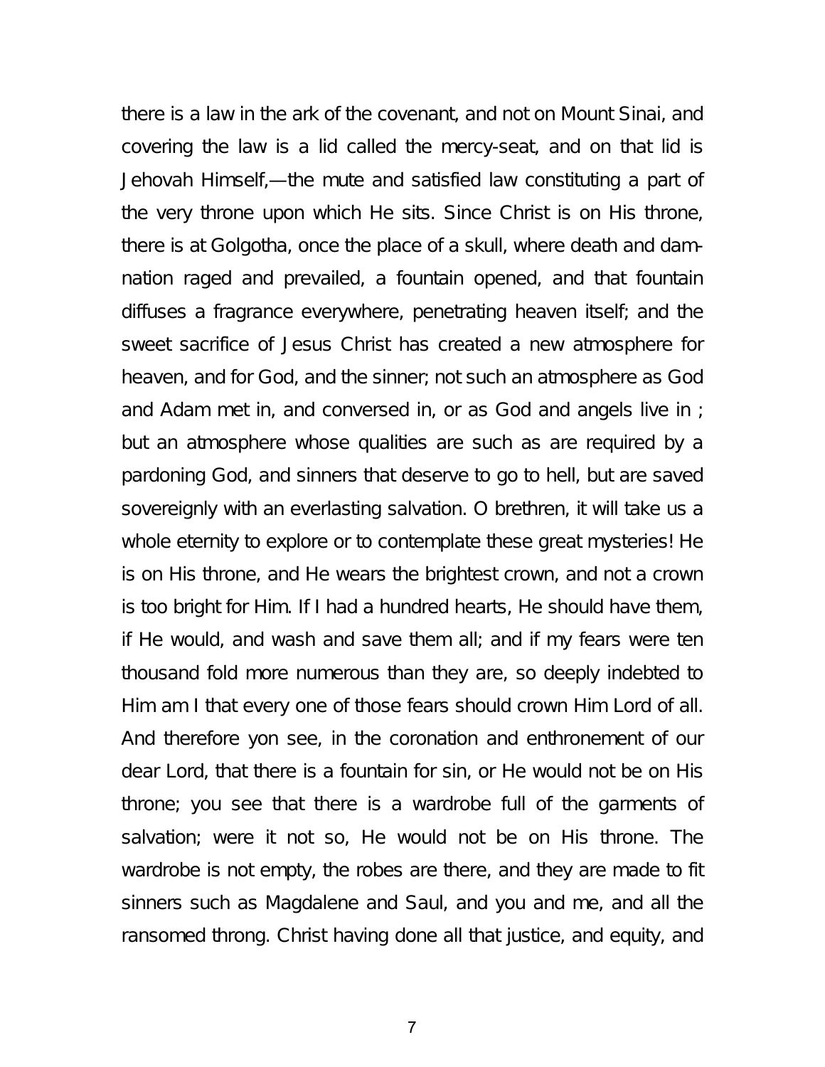there is a law in the ark of the covenant, and not on Mount Sinai, and covering the law is a lid called the mercy-seat, and on that lid is Jehovah Himself,—the mute and satisfied law constituting a part of the very throne upon which He sits. Since Christ is on His throne, there is at Golgotha, once the place of a skull, where death and damnation raged and prevailed, a fountain opened, and that fountain diffuses a fragrance everywhere, penetrating heaven itself; and the sweet sacrifice of Jesus Christ has created a new atmosphere for heaven, and for God, and the sinner; not such an atmosphere as God and Adam met in, and conversed in, or as God and angels live in ; but an atmosphere whose qualities are such as are required by a pardoning God, and sinners that deserve to go to hell, but are saved sovereignly with an everlasting salvation. O brethren, it will take us a whole eternity to explore or to contemplate these great mysteries! He is on His throne, and He wears the brightest crown, and not a crown is too bright for Him. If I had a hundred hearts, He should have them, if He would, and wash and save them all; and if my fears were ten thousand fold more numerous than they are, so deeply indebted to Him am I that every one of those fears should crown Him Lord of all. And therefore yon see, in the coronation and enthronement of our dear Lord, that there is a fountain for sin, or He would not be on His throne; you see that there is a wardrobe full of the garments of salvation; were it not so, He would not be on His throne. The wardrobe is not empty, the robes are there, and they are made to fit sinners such as Magdalene and Saul, and you and me, and all the ransomed throng. Christ having done all that justice, and equity, and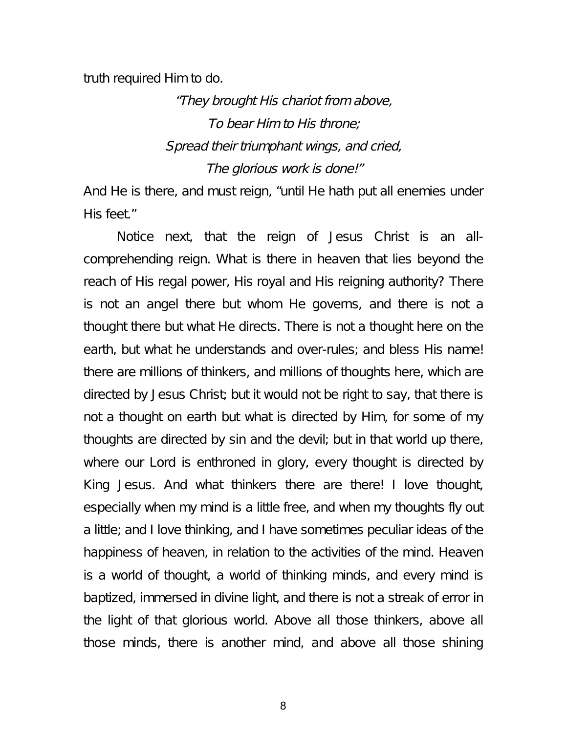truth required Him to do.

*"They brought His chariot from above,*
*To bear Him to His throne;*
*Spread their triumphant wings, and cried,*
*The glorious work is done!"*

And He is there, and must reign, "until He hath put all enemies under His feet."

Notice next, that the reign of Jesus Christ is an all-comprehending reign. What is there in heaven that lies beyond the reach of His regal power, His royal and His reigning authority? There is not an angel there but whom He governs, and there is not a thought there but what He directs. There is not a thought here on the earth, but what he understands and over-rules; and bless His name! there are millions of thinkers, and millions of thoughts here, which are directed by Jesus Christ; but it would not be right to say, that there is not a thought on earth but what is directed by Him, for some of my thoughts are directed by sin and the devil; but in that world up there, where our Lord is enthroned in glory, every thought is directed by King Jesus. And what thinkers there are there! I love thought, especially when my mind is a little free, and when my thoughts fly out a little; and I love thinking, and I have sometimes peculiar ideas of the happiness of heaven, in relation to the activities of the mind. Heaven is a world of thought, a world of thinking minds, and every mind is baptized, immersed in divine light, and there is not a streak of error in the light of that glorious world. Above all those thinkers, above all those minds, there is another mind, and above all those shining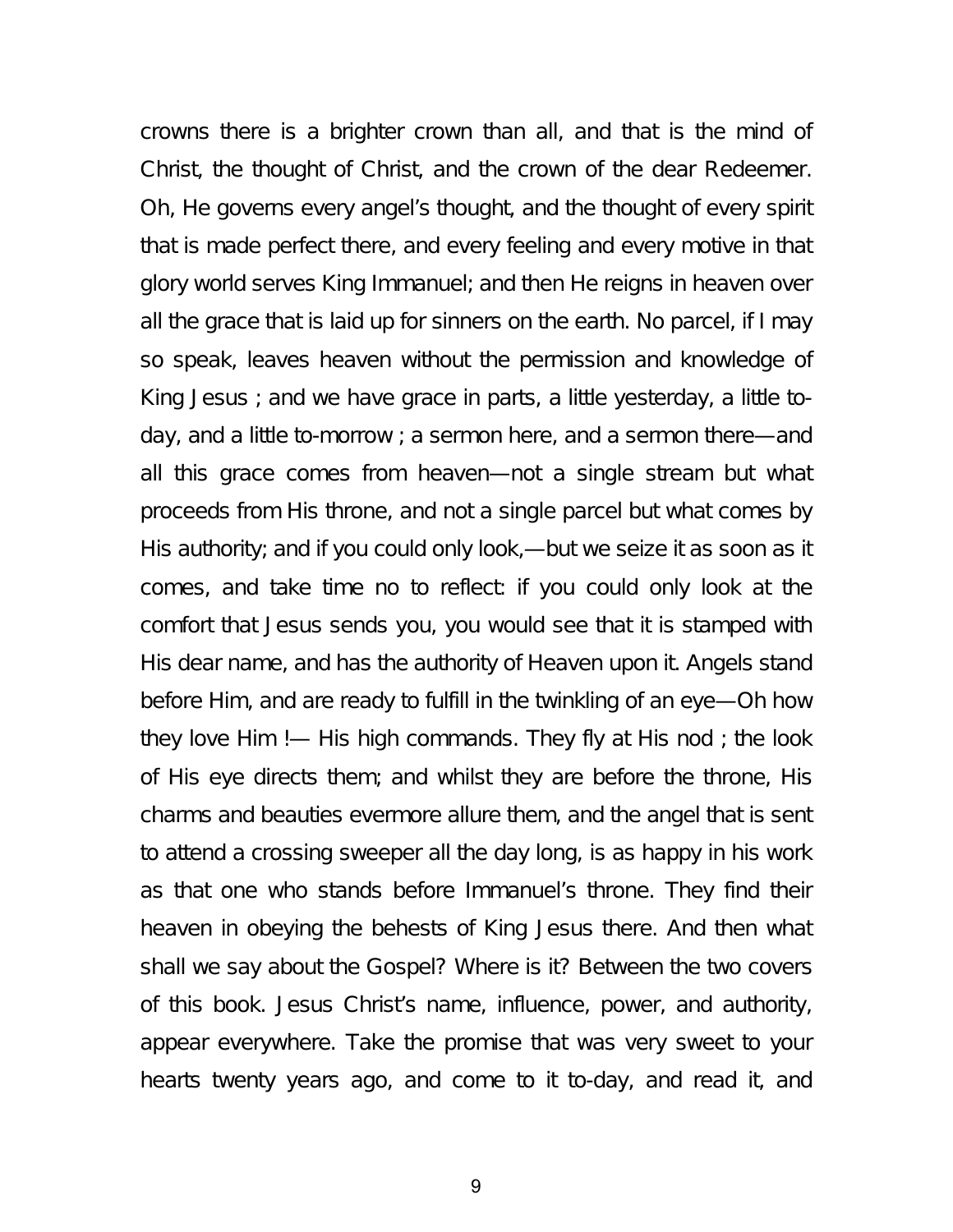crowns there is a brighter crown than all, and that is the mind of Christ, the thought of Christ, and the crown of the dear Redeemer. Oh, He governs every angel's thought, and the thought of every spirit that is made perfect there, and every feeling and every motive in that glory world serves King Immanuel; and then He reigns in heaven over all the grace that is laid up for sinners on the earth. No parcel, if I may so speak, leaves heaven without the permission and knowledge of King Jesus ; and we have grace in parts, a little yesterday, a little to-day, and a little to-morrow ; a sermon here, and a sermon there—and all this grace comes from heaven—not a single stream but what proceeds from His throne, and not a single parcel but what comes by His authority; and if you could only look,—but we seize it as soon as it comes, and take time no to reflect: if you could only look at the comfort that Jesus sends you, you would see that it is stamped with His dear name, and has the authority of Heaven upon it. Angels stand before Him, and are ready to fulfill in the twinkling of an eye—Oh how they love Him !— His high commands. They fly at His nod ; the look of His eye directs them; and whilst they are before the throne, His charms and beauties evermore allure them, and the angel that is sent to attend a crossing sweeper all the day long, is as happy in his work as that one who stands before Immanuel's throne. They find their heaven in obeying the behests of King Jesus there. And then what shall we say about the Gospel? Where is it? Between the two covers of this book. Jesus Christ's name, influence, power, and authority, appear everywhere. Take the promise that was very sweet to your hearts twenty years ago, and come to it to-day, and read it, and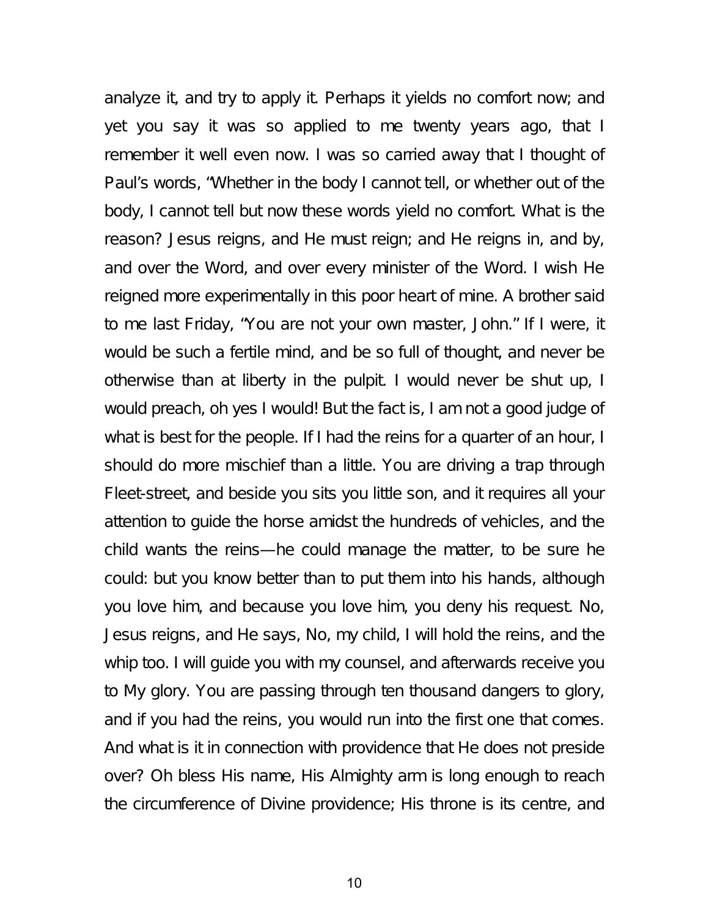analyze it, and try to apply it. Perhaps it yields no comfort now; and yet you say it was so applied to me twenty years ago, that I remember it well even now. I was so carried away that I thought of Paul's words, "Whether in the body I cannot tell, or whether out of the body, I cannot tell but now these words yield no comfort. What is the reason? Jesus reigns, and He must reign; and He reigns in, and by, and over the Word, and over every minister of the Word. I wish He reigned more experimentally in this poor heart of mine. A brother said to me last Friday, "You are not your own master, John." If I were, it would be such a fertile mind, and be so full of thought, and never be otherwise than at liberty in the pulpit. I would never be shut up, I would preach, oh yes I would! But the fact is, I am not a good judge of what is best for the people. If I had the reins for a quarter of an hour, I should do more mischief than a little. You are driving a trap through Fleet-street, and beside you sits you little son, and it requires all your attention to guide the horse amidst the hundreds of vehicles, and the child wants the reins—he could manage the matter, to be sure he could: but you know better than to put them into his hands, although you love him, and because you love him, you deny his request. No, Jesus reigns, and He says, No, my child, I will hold the reins, and the whip too. I will guide you with my counsel, and afterwards receive you to My glory. You are passing through ten thousand dangers to glory, and if you had the reins, you would run into the first one that comes. And what is it in connection with providence that He does not preside over? Oh bless His name, His Almighty arm is long enough to reach the circumference of Divine providence; His throne is its centre, and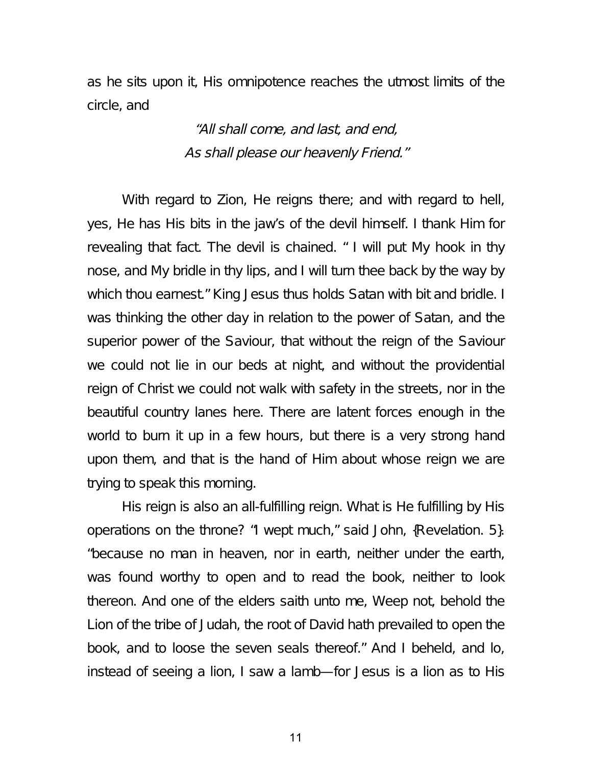as he sits upon it, His omnipotence reaches the utmost limits of the circle, and

> *"All shall come, and last, and end,*
> *As shall please our heavenly Friend."*

With regard to Zion, He reigns there; and with regard to hell, yes, He has His bits in the jaw's of the devil himself. I thank Him for revealing that fact. The devil is chained. " I will put My hook in thy nose, and My bridle in thy lips, and I will turn thee back by the way by which thou earnest." King Jesus thus holds Satan with bit and bridle. I was thinking the other day in relation to the power of Satan, and the superior power of the Saviour, that without the reign of the Saviour we could not lie in our beds at night, and without the providential reign of Christ we could not walk with safety in the streets, nor in the beautiful country lanes here. There are latent forces enough in the world to burn it up in a few hours, but there is a very strong hand upon them, and that is the hand of Him about whose reign we are trying to speak this morning.

His reign is also an all-fulfilling reign. What is He fulfilling by His operations on the throne? "I wept much," said John, {Revelation. 5}: "because no man in heaven, nor in earth, neither under the earth, was found worthy to open and to read the book, neither to look thereon. And one of the elders saith unto me, Weep not, behold the Lion of the tribe of Judah, the root of David hath prevailed to open the book, and to loose the seven seals thereof." And I beheld, and lo, instead of seeing a lion, I saw a lamb—for Jesus is a lion as to His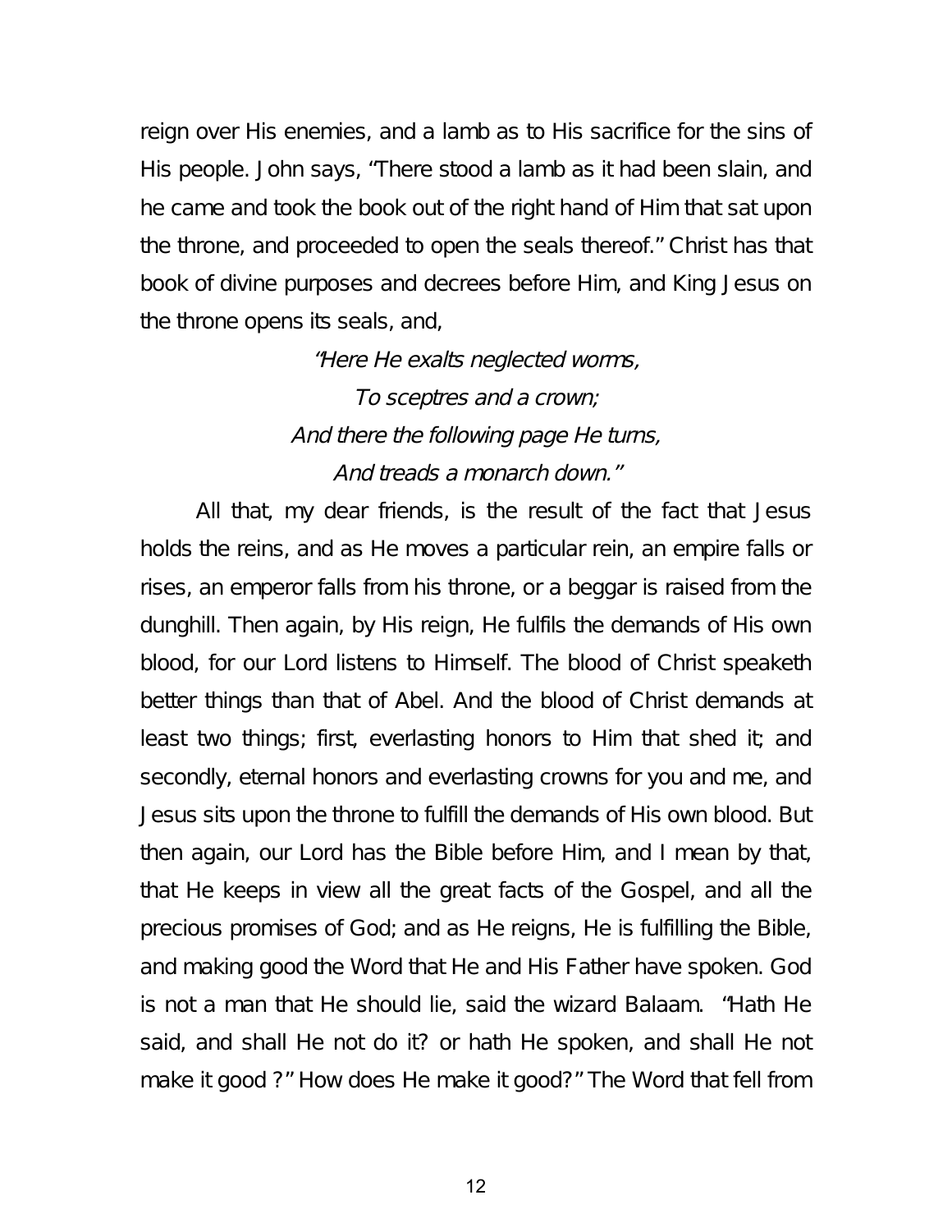reign over His enemies, and a lamb as to His sacrifice for the sins of His people. John says, "There stood a lamb as it had been slain, and he came and took the book out of the right hand of Him that sat upon the throne, and proceeded to open the seals thereof." Christ has that book of divine purposes and decrees before Him, and King Jesus on the throne opens its seals, and,

*"Here He exalts neglected worms,*
*To sceptres and a crown;*
*And there the following page He turns,*
*And treads a monarch down."*

All that, my dear friends, is the result of the fact that Jesus holds the reins, and as He moves a particular rein, an empire falls or rises, an emperor falls from his throne, or a beggar is raised from the dunghill. Then again, by His reign, He fulfils the demands of His own blood, for our Lord listens to Himself. The blood of Christ speaketh better things than that of Abel. And the blood of Christ demands at least two things; first, everlasting honors to Him that shed it; and secondly, eternal honors and everlasting crowns for you and me, and Jesus sits upon the throne to fulfill the demands of His own blood. But then again, our Lord has the Bible before Him, and I mean by that, that He keeps in view all the great facts of the Gospel, and all the precious promises of God; and as He reigns, He is fulfilling the Bible, and making good the Word that He and His Father have spoken. God is not a man that He should lie, said the wizard Balaam. "Hath He said, and shall He not do it? or hath He spoken, and shall He not make it good ?" How does He make it good?" The Word that fell from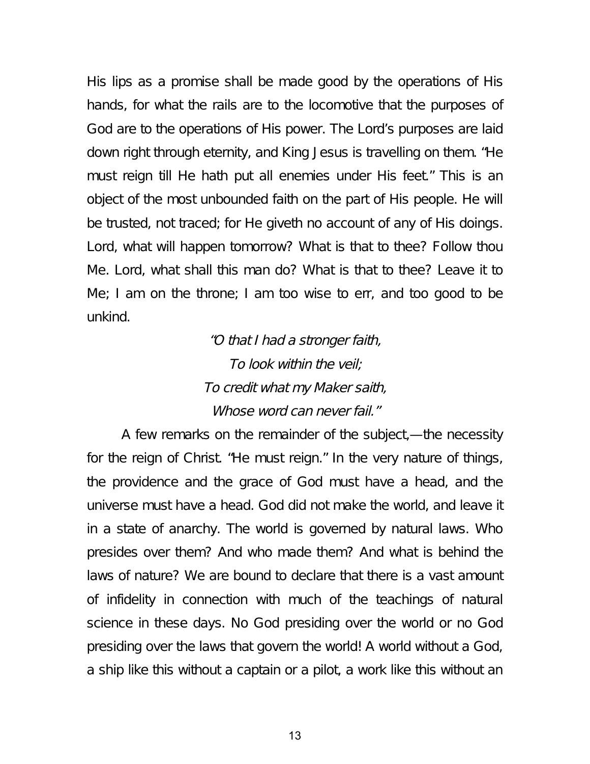His lips as a promise shall be made good by the operations of His hands, for what the rails are to the locomotive that the purposes of God are to the operations of His power. The Lord's purposes are laid down right through eternity, and King Jesus is travelling on them. "He must reign till He hath put all enemies under His feet." This is an object of the most unbounded faith on the part of His people. He will be trusted, not traced; for He giveth no account of any of His doings. Lord, what will happen tomorrow? What is that to thee? Follow thou Me. Lord, what shall this man do? What is that to thee? Leave it to Me; I am on the throne; I am too wise to err, and too good to be unkind.

*"O that I had a stronger faith,*
*To look within the veil;*
*To credit what my Maker saith,*
*Whose word can never fail."*

A few remarks on the remainder of the subject,—the necessity for the reign of Christ. "He must reign." In the very nature of things, the providence and the grace of God must have a head, and the universe must have a head. God did not make the world, and leave it in a state of anarchy. The world is governed by natural laws. Who presides over them? And who made them? And what is behind the laws of nature? We are bound to declare that there is a vast amount of infidelity in connection with much of the teachings of natural science in these days. No God presiding over the world or no God presiding over the laws that govern the world! A world without a God, a ship like this without a captain or a pilot, a work like this without an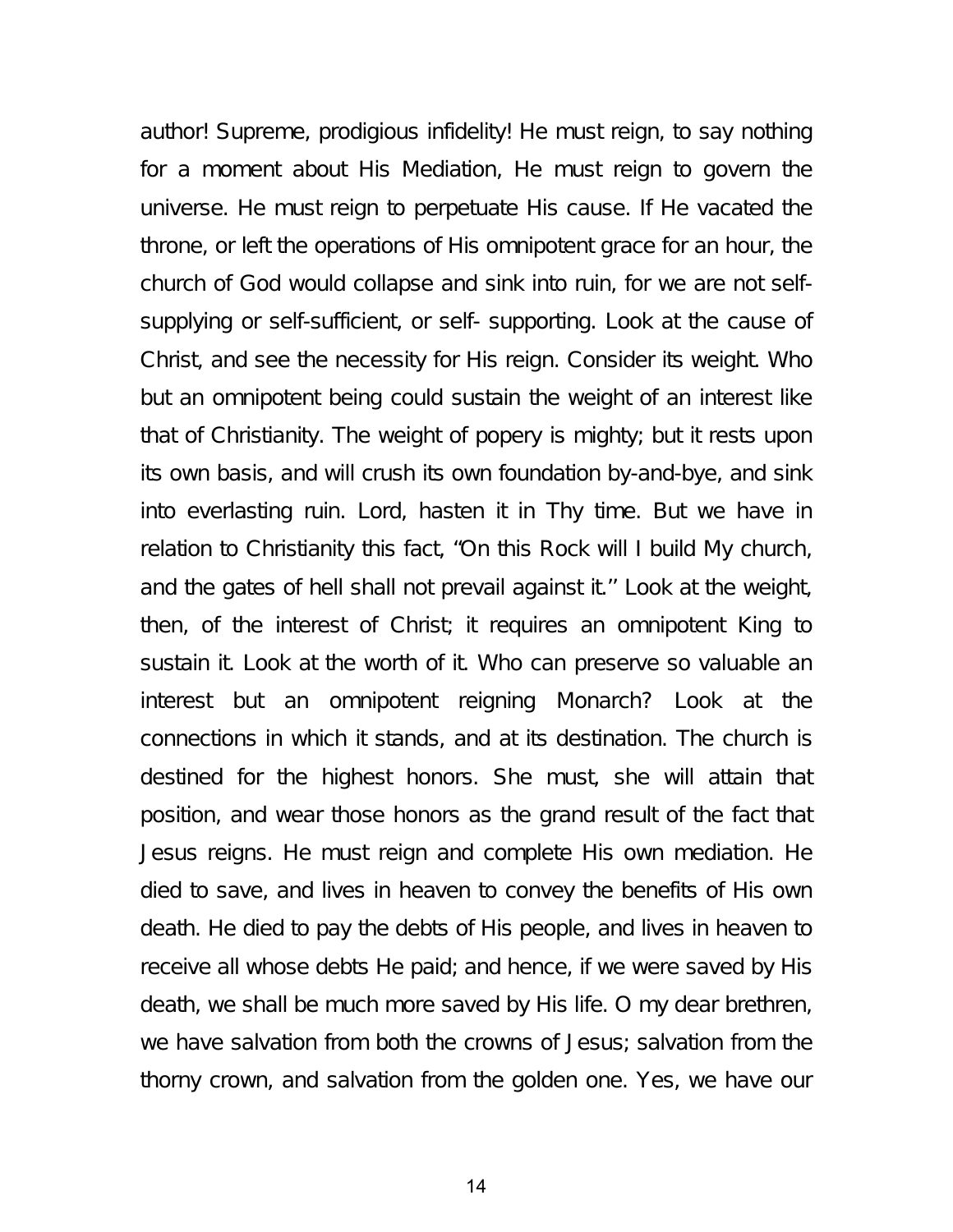author! Supreme, prodigious infidelity! He must reign, to say nothing for a moment about His Mediation, He must reign to govern the universe. He must reign to perpetuate His cause. If He vacated the throne, or left the operations of His omnipotent grace for an hour, the church of God would collapse and sink into ruin, for we are not self-supplying or self-sufficient, or self- supporting. Look at the cause of Christ, and see the necessity for His reign. Consider its weight. Who but an omnipotent being could sustain the weight of an interest like that of Christianity. The weight of popery is mighty; but it rests upon its own basis, and will crush its own foundation by-and-bye, and sink into everlasting ruin. Lord, hasten it in Thy time. But we have in relation to Christianity this fact, "On this Rock will I build My church, and the gates of hell shall not prevail against it.'' Look at the weight, then, of the interest of Christ; it requires an omnipotent King to sustain it. Look at the worth of it. Who can preserve so valuable an interest but an omnipotent reigning Monarch? Look at the connections in which it stands, and at its destination. The church is destined for the highest honors. She must, she will attain that position, and wear those honors as the grand result of the fact that Jesus reigns. He must reign and complete His own mediation. He died to save, and lives in heaven to convey the benefits of His own death. He died to pay the debts of His people, and lives in heaven to receive all whose debts He paid; and hence, if we were saved by His death, we shall be much more saved by His life. O my dear brethren, we have salvation from both the crowns of Jesus; salvation from the thorny crown, and salvation from the golden one. Yes, we have our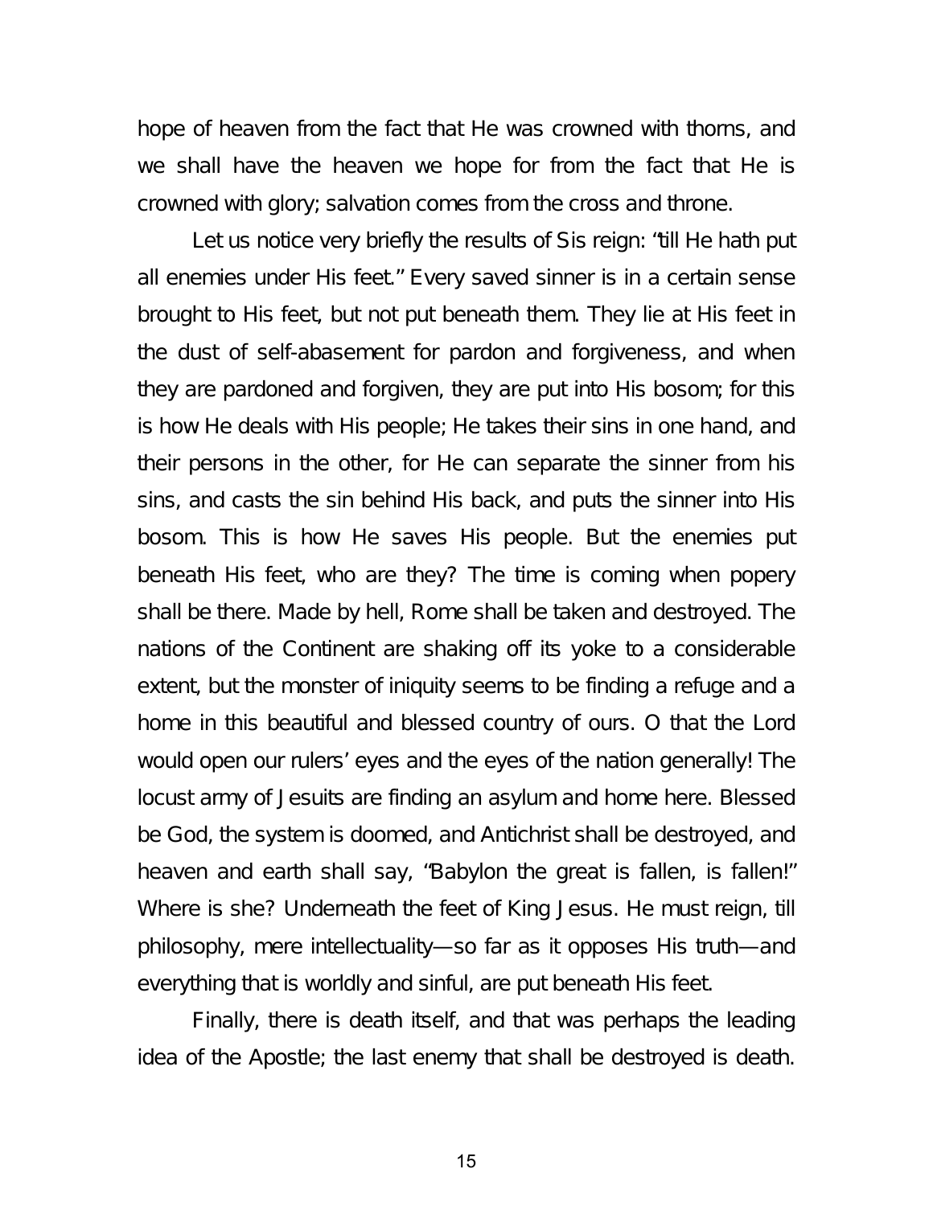hope of heaven from the fact that He was crowned with thorns, and we shall have the heaven we hope for from the fact that He is crowned with glory; salvation comes from the cross and throne.

Let us notice very briefly the results of Sis reign: "till He hath put all enemies under His feet." Every saved sinner is in a certain sense brought to His feet, but not put beneath them. They lie at His feet in the dust of self-abasement for pardon and forgiveness, and when they are pardoned and forgiven, they are put into His bosom; for this is how He deals with His people; He takes their sins in one hand, and their persons in the other, for He can separate the sinner from his sins, and casts the sin behind His back, and puts the sinner into His bosom. This is how He saves His people. But the enemies put beneath His feet, who are they? The time is coming when popery shall be there. Made by hell, Rome shall be taken and destroyed. The nations of the Continent are shaking off its yoke to a considerable extent, but the monster of iniquity seems to be finding a refuge and a home in this beautiful and blessed country of ours. O that the Lord would open our rulers' eyes and the eyes of the nation generally! The locust army of Jesuits are finding an asylum and home here. Blessed be God, the system is doomed, and Antichrist shall be destroyed, and heaven and earth shall say, "Babylon the great is fallen, is fallen!" Where is she? Underneath the feet of King Jesus. He must reign, till philosophy, mere intellectuality—so far as it opposes His truth—and everything that is worldly and sinful, are put beneath His feet.

Finally, there is death itself, and that was perhaps the leading idea of the Apostle; the last enemy that shall be destroyed is death.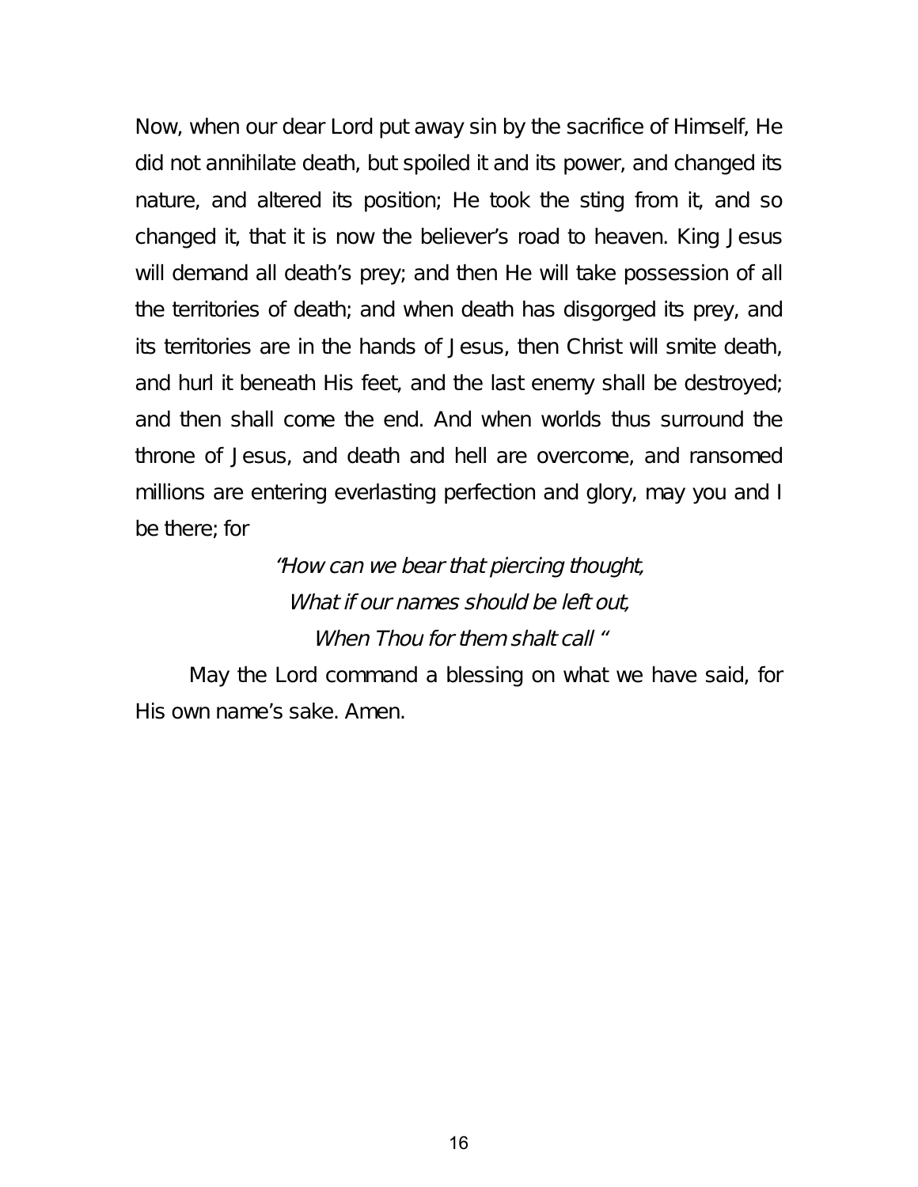Now, when our dear Lord put away sin by the sacrifice of Himself, He did not annihilate death, but spoiled it and its power, and changed its nature, and altered its position; He took the sting from it, and so changed it, that it is now the believer's road to heaven. King Jesus will demand all death's prey; and then He will take possession of all the territories of death; and when death has disgorged its prey, and its territories are in the hands of Jesus, then Christ will smite death, and hurl it beneath His feet, and the last enemy shall be destroyed; and then shall come the end. And when worlds thus surround the throne of Jesus, and death and hell are overcome, and ransomed millions are entering everlasting perfection and glory, may you and I be there; for

*"How can we bear that piercing thought,*
*What if our names should be left out,*
*When Thou for them shalt call "*

May the Lord command a blessing on what we have said, for His own name's sake. Amen.